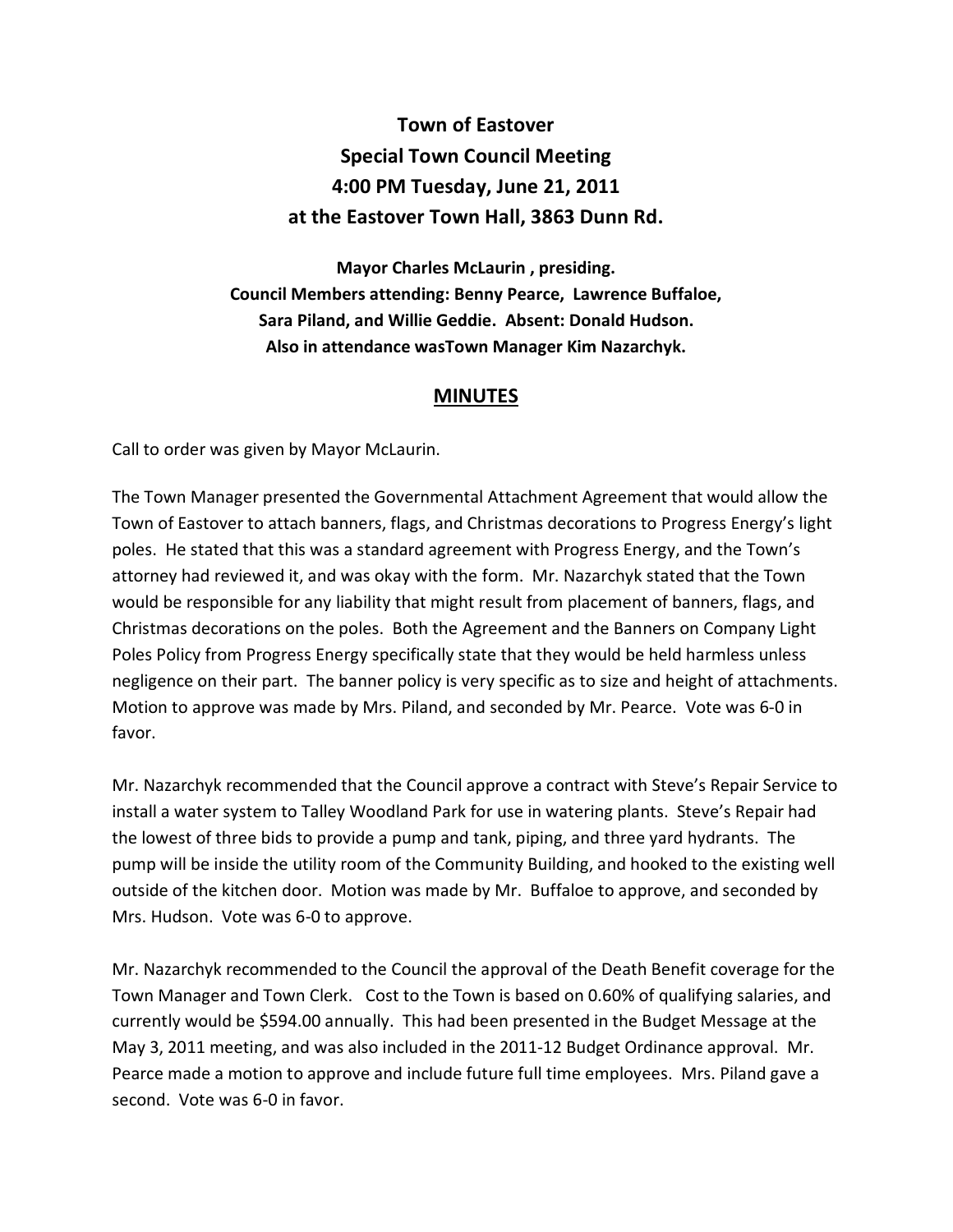# Town of Eastover
# Special Town Council Meeting
# 4:00 PM Tuesday, June 21, 2011
# at the Eastover Town Hall, 3863 Dunn Rd.

**Mayor Charles McLaurin , presiding.**
**Council Members attending: Benny Pearce, Lawrence Buffaloe, Sara Piland, and Willie Geddie. Absent: Donald Hudson.**
**Also in attendance wasTown Manager Kim Nazarchyk.**

## MINUTES

Call to order was given by Mayor McLaurin.

The Town Manager presented the Governmental Attachment Agreement that would allow the Town of Eastover to attach banners, flags, and Christmas decorations to Progress Energy's light poles. He stated that this was a standard agreement with Progress Energy, and the Town's attorney had reviewed it, and was okay with the form. Mr. Nazarchyk stated that the Town would be responsible for any liability that might result from placement of banners, flags, and Christmas decorations on the poles. Both the Agreement and the Banners on Company Light Poles Policy from Progress Energy specifically state that they would be held harmless unless negligence on their part. The banner policy is very specific as to size and height of attachments. Motion to approve was made by Mrs. Piland, and seconded by Mr. Pearce. Vote was 6-0 in favor.

Mr. Nazarchyk recommended that the Council approve a contract with Steve's Repair Service to install a water system to Talley Woodland Park for use in watering plants. Steve's Repair had the lowest of three bids to provide a pump and tank, piping, and three yard hydrants. The pump will be inside the utility room of the Community Building, and hooked to the existing well outside of the kitchen door. Motion was made by Mr. Buffaloe to approve, and seconded by Mrs. Hudson. Vote was 6-0 to approve.

Mr. Nazarchyk recommended to the Council the approval of the Death Benefit coverage for the Town Manager and Town Clerk. Cost to the Town is based on 0.60% of qualifying salaries, and currently would be $594.00 annually. This had been presented in the Budget Message at the May 3, 2011 meeting, and was also included in the 2011-12 Budget Ordinance approval. Mr. Pearce made a motion to approve and include future full time employees. Mrs. Piland gave a second. Vote was 6-0 in favor.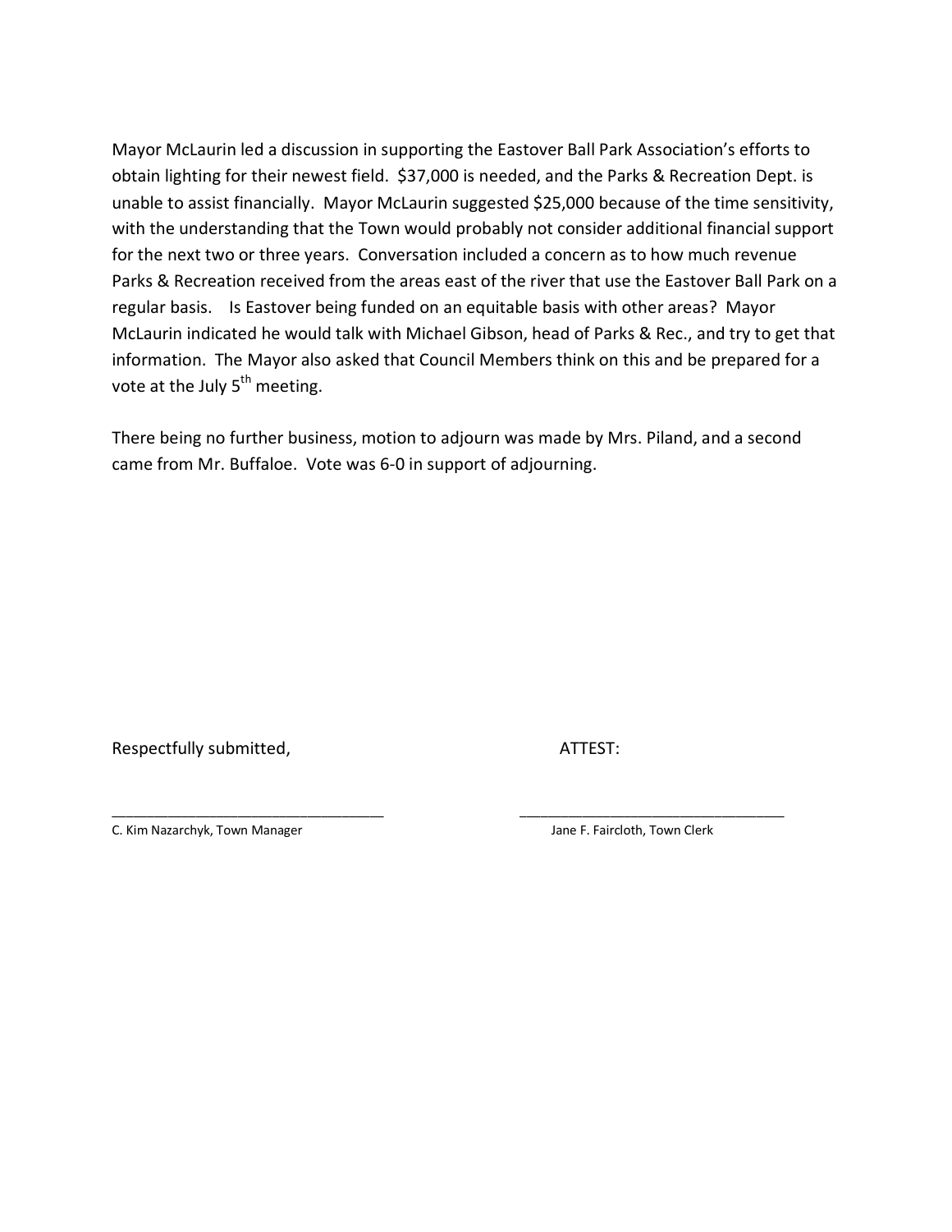Mayor McLaurin led a discussion in supporting the Eastover Ball Park Association's efforts to obtain lighting for their newest field. $37,000 is needed, and the Parks & Recreation Dept. is unable to assist financially. Mayor McLaurin suggested $25,000 because of the time sensitivity, with the understanding that the Town would probably not consider additional financial support for the next two or three years. Conversation included a concern as to how much revenue Parks & Recreation received from the areas east of the river that use the Eastover Ball Park on a regular basis. Is Eastover being funded on an equitable basis with other areas? Mayor McLaurin indicated he would talk with Michael Gibson, head of Parks & Rec., and try to get that information. The Mayor also asked that Council Members think on this and be prepared for a vote at the July 5th meeting.

There being no further business, motion to adjourn was made by Mrs. Piland, and a second came from Mr. Buffaloe. Vote was 6-0 in support of adjourning.

Respectfully submitted,

___________________________________

C. Kim Nazarchyk, Town Manager

ATTEST:

___________________________________

Jane F. Faircloth, Town Clerk